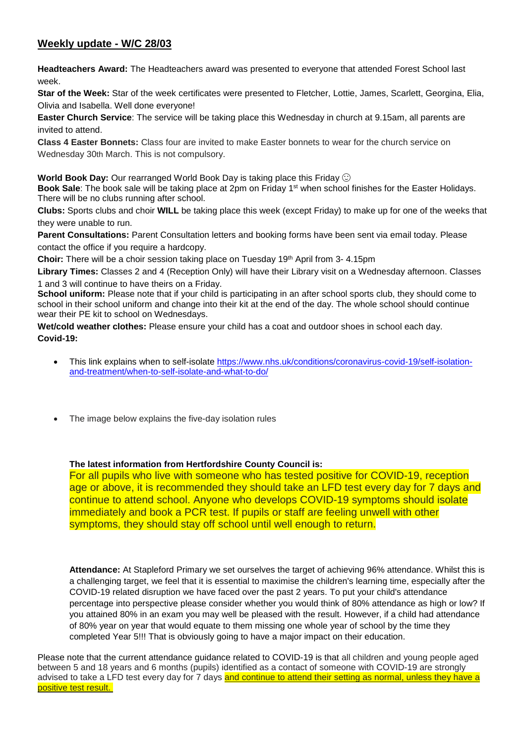## **Weekly update - W/C 28/03**

**Headteachers Award:** The Headteachers award was presented to everyone that attended Forest School last week.

**Star of the Week:** Star of the week certificates were presented to Fletcher, Lottie, James, Scarlett, Georgina, Elia, Olivia and Isabella. Well done everyone!

**Easter Church Service**: The service will be taking place this Wednesday in church at 9.15am, all parents are invited to attend.

**Class 4 Easter Bonnets:** Class four are invited to make Easter bonnets to wear for the church service on Wednesday 30th March. This is not compulsory.

**World Book Day:** Our rearranged World Book Day is taking place this Friday ☺

**Book Sale**: The book sale will be taking place at 2pm on Friday 1st when school finishes for the Easter Holidays. There will be no clubs running after school.

**Clubs:** Sports clubs and choir **WILL** be taking place this week (except Friday) to make up for one of the weeks that they were unable to run.

**Parent Consultations:** Parent Consultation letters and booking forms have been sent via email today. Please contact the office if you require a hardcopy.

**Choir:** There will be a choir session taking place on Tuesday 19th April from 3- 4.15pm

**Library Times:** Classes 2 and 4 (Reception Only) will have their Library visit on a Wednesday afternoon. Classes 1 and 3 will continue to have theirs on a Friday.

**School uniform:** Please note that if your child is participating in an after school sports club, they should come to school in their school uniform and change into their kit at the end of the day. The whole school should continue wear their PE kit to school on Wednesdays.

**Wet/cold weather clothes:** Please ensure your child has a coat and outdoor shoes in school each day.

**Covid-19:**

- This link explains when to self-isolate https://www.nhs.uk/conditions/coronavirus-covid-19/self-isolation-and-treatment/when-to-self-isolate-and-what-to-do/

- The image below explains the five-day isolation rules

**The latest information from Hertfordshire County Council is:**

For all pupils who live with someone who has tested positive for COVID-19, reception age or above, it is recommended they should take an LFD test every day for 7 days and continue to attend school. Anyone who develops COVID-19 symptoms should isolate immediately and book a PCR test. If pupils or staff are feeling unwell with other symptoms, they should stay off school until well enough to return.

**Attendance:** At Stapleford Primary we set ourselves the target of achieving 96% attendance. Whilst this is a challenging target, we feel that it is essential to maximise the children's learning time, especially after the COVID-19 related disruption we have faced over the past 2 years. To put your child's attendance percentage into perspective please consider whether you would think of 80% attendance as high or low? If you attained 80% in an exam you may well be pleased with the result. However, if a child had attendance of 80% year on year that would equate to them missing one whole year of school by the time they completed Year 5!!! That is obviously going to have a major impact on their education.

Please note that the current attendance guidance related to COVID-19 is that all children and young people aged between 5 and 18 years and 6 months (pupils) identified as a contact of someone with COVID-19 are strongly advised to take a LFD test every day for 7 days and continue to attend their setting as normal, unless they have a positive test result.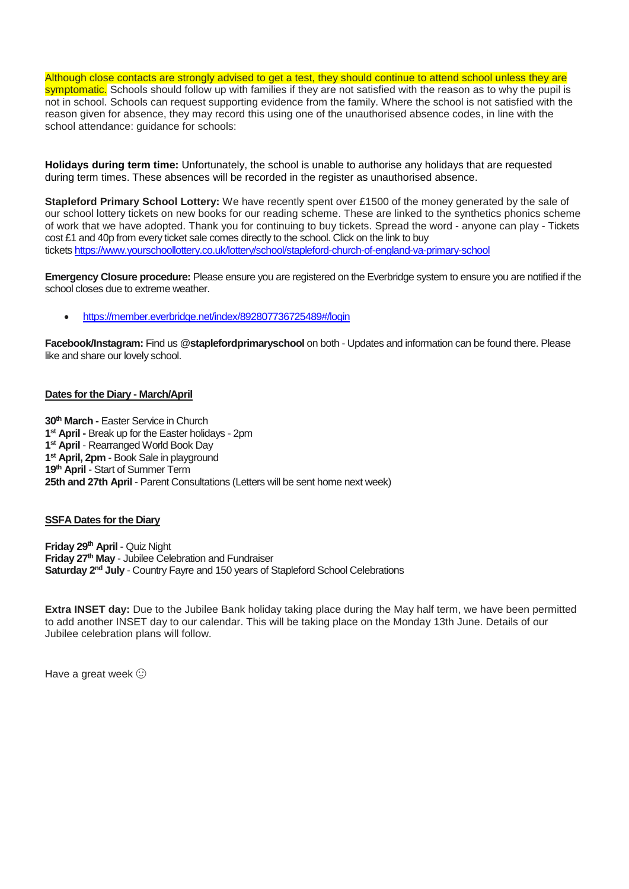Although close contacts are strongly advised to get a test, they should continue to attend school unless they are symptomatic. Schools should follow up with families if they are not satisfied with the reason as to why the pupil is not in school. Schools can request supporting evidence from the family. Where the school is not satisfied with the reason given for absence, they may record this using one of the unauthorised absence codes, in line with the school attendance: guidance for schools:

**Holidays during term time:** Unfortunately, the school is unable to authorise any holidays that are requested during term times. These absences will be recorded in the register as unauthorised absence.

**Stapleford Primary School Lottery:** We have recently spent over £1500 of the money generated by the sale of our school lottery tickets on new books for our reading scheme. These are linked to the synthetics phonics scheme of work that we have adopted. Thank you for continuing to buy tickets. Spread the word - anyone can play - Tickets cost £1 and 40p from every ticket sale comes directly to the school. Click on the link to buy tickets https://www.yourschoollottery.co.uk/lottery/school/stapleford-church-of-england-va-primary-school

**Emergency Closure procedure:** Please ensure you are registered on the Everbridge system to ensure you are notified if the school closes due to extreme weather.

- https://member.everbridge.net/index/892807736725489#/login

**Facebook/Instagram:** Find us **@staplefordprimaryschool** on both - Updates and information can be found there. Please like and share our lovely school.

**Dates for the Diary - March/April**

**30th March -** Easter Service in Church
**1st April -** Break up for the Easter holidays - 2pm
**1st April** - Rearranged World Book Day
**1st April, 2pm** - Book Sale in playground
**19th April** - Start of Summer Term
**25th and 27th April** - Parent Consultations (Letters will be sent home next week)

**SSFA Dates for the Diary**

**Friday 29th April** - Quiz Night
**Friday 27th May** - Jubilee Celebration and Fundraiser
**Saturday 2nd July** - Country Fayre and 150 years of Stapleford School Celebrations

**Extra INSET day:** Due to the Jubilee Bank holiday taking place during the May half term, we have been permitted to add another INSET day to our calendar. This will be taking place on the Monday 13th June. Details of our Jubilee celebration plans will follow.

Have a great week ☺